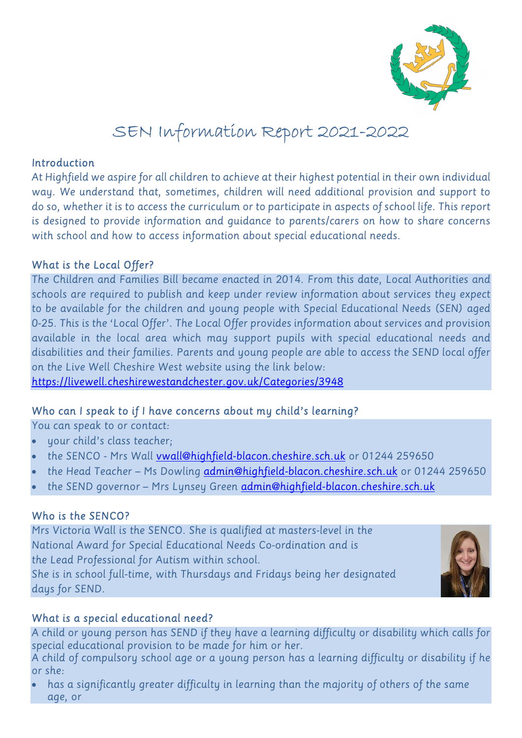# SEN Information Report 2021-2022

## Introduction

At Highfield we aspire for all children to achieve at their highest potential in their own individual way. We understand that, sometimes, children will need additional provision and support to do so, whether it is to access the curriculum or to participate in aspects of school life. This report is designed to provide information and guidance to parents/carers on how to share concerns with school and how to access information about special educational needs.

## What is the Local Offer?

The Children and Families Bill became enacted in 2014. From this date, Local Authorities and schools are required to publish and keep under review information about services they expect to be available for the children and young people with Special Educational Needs (SEN) aged 0-25. This is the 'Local Offer'. The Local Offer provides information about services and provision available in the local area which may support pupils with special educational needs and disabilities and their families. Parents and young people are able to access the SEND local offer on the Live Well Cheshire West website using the link below:
https://livewell.cheshirewestandchester.gov.uk/Categories/3948

## Who can I speak to if I have concerns about my child's learning?

You can speak to or contact:

- your child's class teacher;
- the SENCO - Mrs Wall vwall@highfield-blacon.cheshire.sch.uk or 01244 259650
- the Head Teacher – Ms Dowling admin@highfield-blacon.cheshire.sch.uk or 01244 259650
- the SEND governor – Mrs Lynsey Green admin@highfield-blacon.cheshire.sch.uk

## Who is the SENCO?

Mrs Victoria Wall is the SENCO. She is qualified at masters-level in the National Award for Special Educational Needs Co-ordination and is the Lead Professional for Autism within school.
She is in school full-time, with Thursdays and Fridays being her designated days for SEND.

## What is a special educational need?

A child or young person has SEND if they have a learning difficulty or disability which calls for special educational provision to be made for him or her.
A child of compulsory school age or a young person has a learning difficulty or disability if he or she:

- has a significantly greater difficulty in learning than the majority of others of the same age, or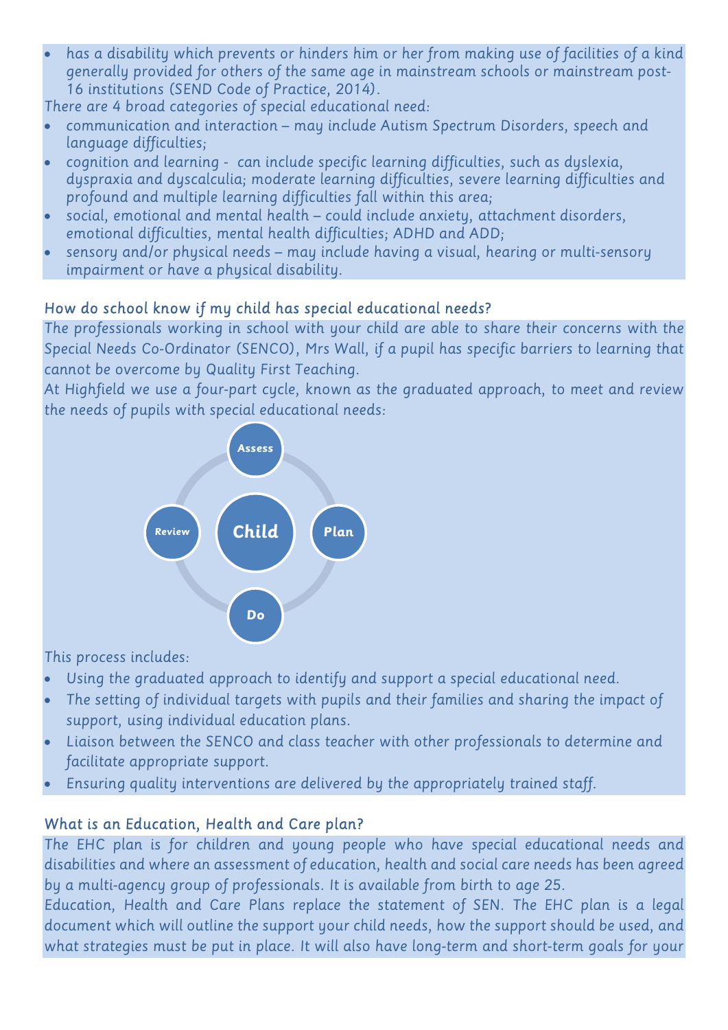- has a disability which prevents or hinders him or her from making use of facilities of a kind generally provided for others of the same age in mainstream schools or mainstream post-16 institutions (SEND Code of Practice, 2014).

There are 4 broad categories of special educational need:

- communication and interaction – may include Autism Spectrum Disorders, speech and language difficulties;
- cognition and learning - can include specific learning difficulties, such as dyslexia, dyspraxia and dyscalculia; moderate learning difficulties, severe learning difficulties and profound and multiple learning difficulties fall within this area;
- social, emotional and mental health – could include anxiety, attachment disorders, emotional difficulties, mental health difficulties; ADHD and ADD;
- sensory and/or physical needs – may include having a visual, hearing or multi-sensory impairment or have a physical disability.

## How do school know if my child has special educational needs?

The professionals working in school with your child are able to share their concerns with the Special Needs Co-Ordinator (SENCO), Mrs Wall, if a pupil has specific barriers to learning that cannot be overcome by Quality First Teaching.

At Highfield we use a four-part cycle, known as the graduated approach, to meet and review the needs of pupils with special educational needs:

Assess → Plan → Do → Review (around the Child)

This process includes:

- Using the graduated approach to identify and support a special educational need.
- The setting of individual targets with pupils and their families and sharing the impact of support, using individual education plans.
- Liaison between the SENCO and class teacher with other professionals to determine and facilitate appropriate support.
- Ensuring quality interventions are delivered by the appropriately trained staff.

## What is an Education, Health and Care plan?

The EHC plan is for children and young people who have special educational needs and disabilities and where an assessment of education, health and social care needs has been agreed by a multi-agency group of professionals. It is available from birth to age 25.

Education, Health and Care Plans replace the statement of SEN. The EHC plan is a legal document which will outline the support your child needs, how the support should be used, and what strategies must be put in place. It will also have long-term and short-term goals for your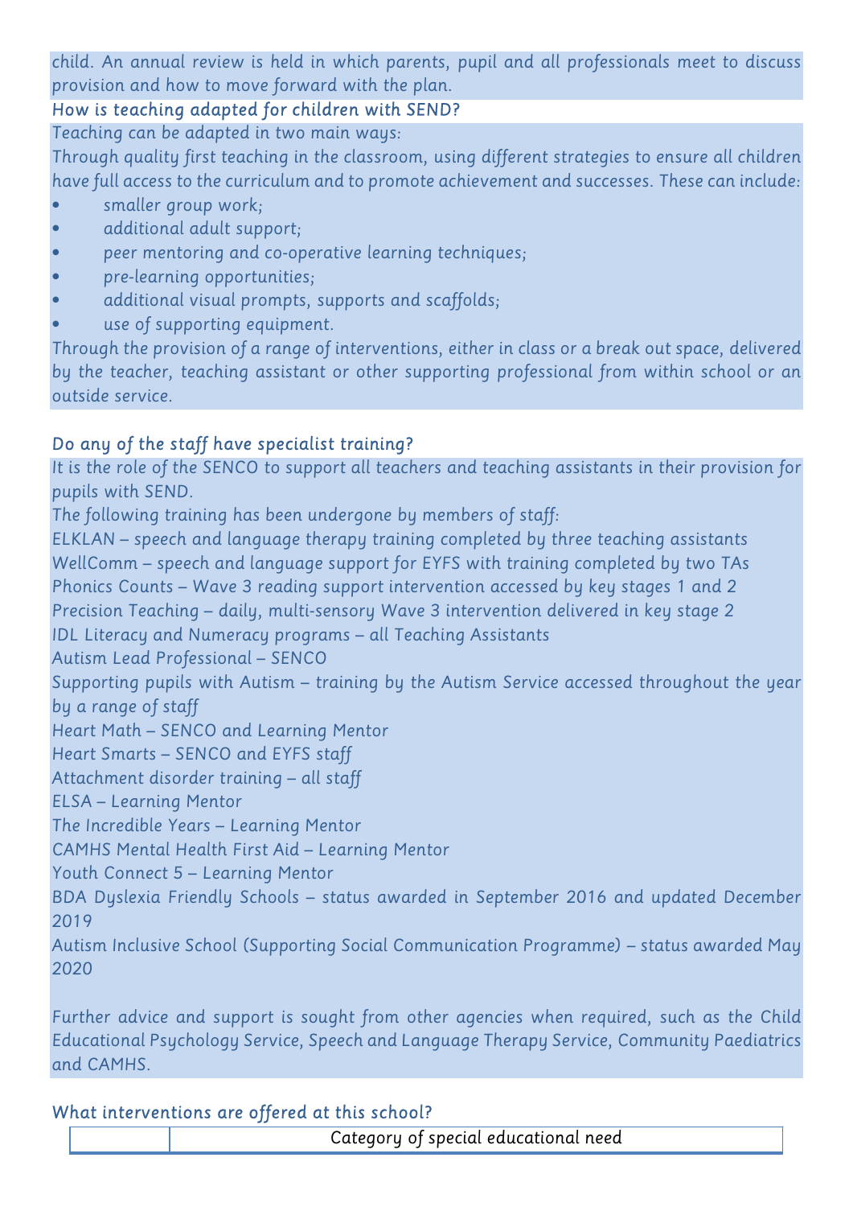child. An annual review is held in which parents, pupil and all professionals meet to discuss provision and how to move forward with the plan.

### How is teaching adapted for children with SEND?

Teaching can be adapted in two main ways:

Through quality first teaching in the classroom, using different strategies to ensure all children have full access to the curriculum and to promote achievement and successes. These can include:

- smaller group work;
- additional adult support;
- peer mentoring and co-operative learning techniques;
- pre-learning opportunities;
- additional visual prompts, supports and scaffolds;
- use of supporting equipment.

Through the provision of a range of interventions, either in class or a break out space, delivered by the teacher, teaching assistant or other supporting professional from within school or an outside service.

### Do any of the staff have specialist training?

It is the role of the SENCO to support all teachers and teaching assistants in their provision for pupils with SEND.

The following training has been undergone by members of staff:

ELKLAN – speech and language therapy training completed by three teaching assistants
WellComm – speech and language support for EYFS with training completed by two TAs
Phonics Counts – Wave 3 reading support intervention accessed by key stages 1 and 2
Precision Teaching – daily, multi-sensory Wave 3 intervention delivered in key stage 2
IDL Literacy and Numeracy programs – all Teaching Assistants
Autism Lead Professional – SENCO
Supporting pupils with Autism – training by the Autism Service accessed throughout the year by a range of staff
Heart Math – SENCO and Learning Mentor
Heart Smarts – SENCO and EYFS staff
Attachment disorder training – all staff
ELSA – Learning Mentor
The Incredible Years – Learning Mentor
CAMHS Mental Health First Aid – Learning Mentor
Youth Connect 5 – Learning Mentor
BDA Dyslexia Friendly Schools – status awarded in September 2016 and updated December 2019
Autism Inclusive School (Supporting Social Communication Programme) – status awarded May 2020

Further advice and support is sought from other agencies when required, such as the Child Educational Psychology Service, Speech and Language Therapy Service, Community Paediatrics and CAMHS.

### What interventions are offered at this school?

| | Category of special educational need |
|---|---|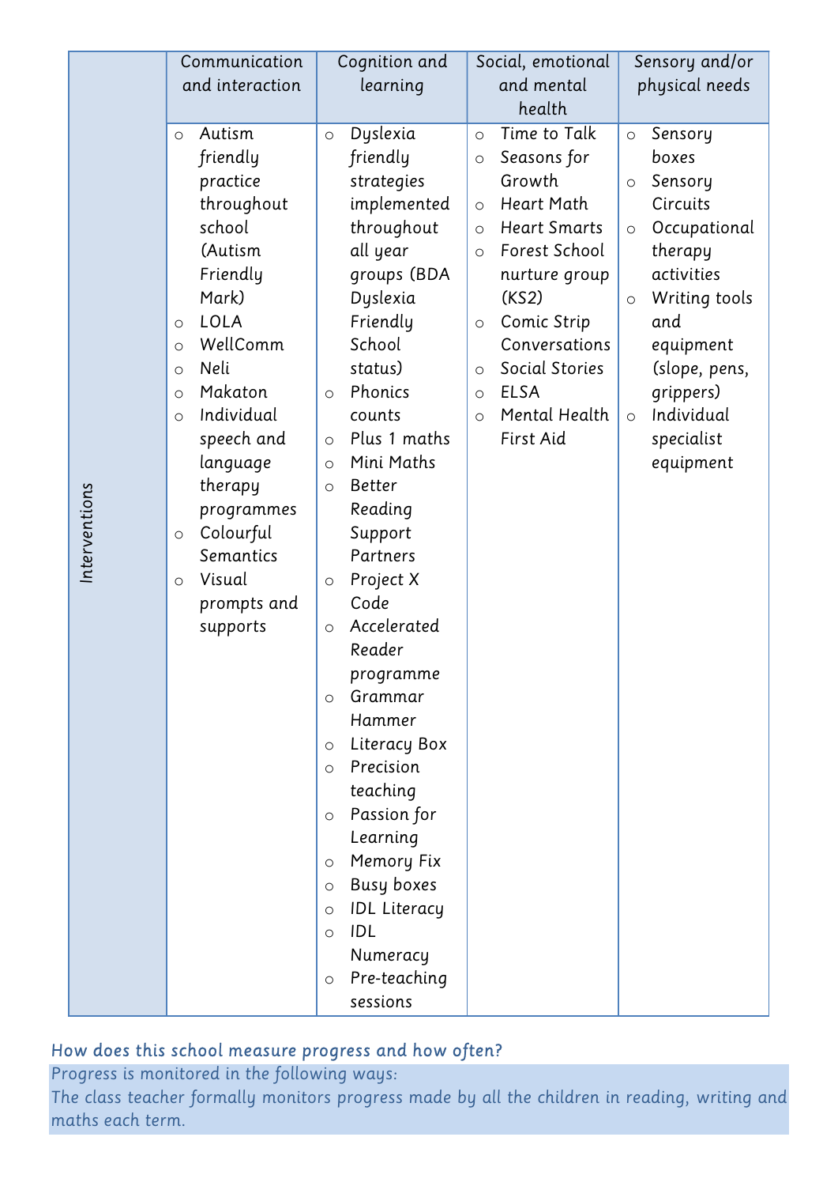| Interventions | Communication and interaction | Cognition and learning | Social, emotional and mental health | Sensory and/or physical needs |
|---|---|---|---|---|
| | ○ Autism friendly practice throughout school (Autism Friendly Mark)<br>○ LOLA<br>○ WellComm<br>○ Neli<br>○ Makaton<br>○ Individual speech and language therapy programmes<br>○ Colourful Semantics<br>○ Visual prompts and supports | ○ Dyslexia friendly strategies implemented throughout all year groups (BDA Dyslexia Friendly School status)<br>○ Phonics counts<br>○ Plus 1 maths<br>○ Mini Maths<br>○ Better Reading Support Partners<br>○ Project X Code<br>○ Accelerated Reader programme<br>○ Grammar Hammer<br>○ Literacy Box<br>○ Precision teaching<br>○ Passion for Learning<br>○ Memory Fix<br>○ Busy boxes<br>○ IDL Literacy<br>○ IDL Numeracy<br>○ Pre-teaching sessions | ○ Time to Talk<br>○ Seasons for Growth<br>○ Heart Math<br>○ Heart Smarts<br>○ Forest School nurture group (KS2)<br>○ Comic Strip Conversations<br>○ Social Stories<br>○ ELSA<br>○ Mental Health First Aid | ○ Sensory boxes<br>○ Sensory Circuits<br>○ Occupational therapy activities<br>○ Writing tools and equipment (slope, pens, grippers)<br>○ Individual specialist equipment |

### How does this school measure progress and how often?

*Progress is monitored in the following ways:*

*The class teacher formally monitors progress made by all the children in reading, writing and maths each term.*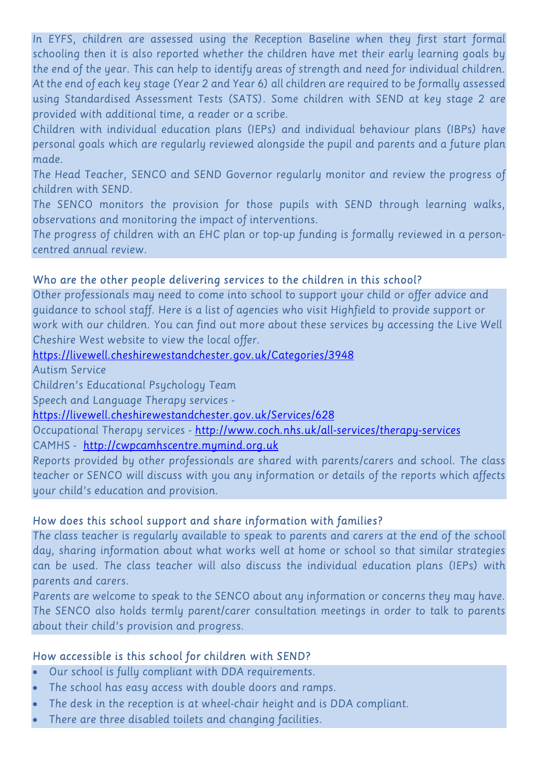In EYFS, children are assessed using the Reception Baseline when they first start formal schooling then it is also reported whether the children have met their early learning goals by the end of the year. This can help to identify areas of strength and need for individual children.

At the end of each key stage (Year 2 and Year 6) all children are required to be formally assessed using Standardised Assessment Tests (SATS). Some children with SEND at key stage 2 are provided with additional time, a reader or a scribe.

Children with individual education plans (IEPs) and individual behaviour plans (IBPs) have personal goals which are regularly reviewed alongside the pupil and parents and a future plan made.

The Head Teacher, SENCO and SEND Governor regularly monitor and review the progress of children with SEND.

The SENCO monitors the provision for those pupils with SEND through learning walks, observations and monitoring the impact of interventions.

The progress of children with an EHC plan or top-up funding is formally reviewed in a person-centred annual review.

### Who are the other people delivering services to the children in this school?

Other professionals may need to come into school to support your child or offer advice and guidance to school staff. Here is a list of agencies who visit Highfield to provide support or work with our children. You can find out more about these services by accessing the Live Well Cheshire West website to view the local offer.

https://livewell.cheshirewestandchester.gov.uk/Categories/3948

Autism Service

Children's Educational Psychology Team

Speech and Language Therapy services - https://livewell.cheshirewestandchester.gov.uk/Services/628

Occupational Therapy services - http://www.coch.nhs.uk/all-services/therapy-services

CAMHS - http://cwpcamhscentre.mymind.org.uk

Reports provided by other professionals are shared with parents/carers and school. The class teacher or SENCO will discuss with you any information or details of the reports which affects your child's education and provision.

### How does this school support and share information with families?

The class teacher is regularly available to speak to parents and carers at the end of the school day, sharing information about what works well at home or school so that similar strategies can be used. The class teacher will also discuss the individual education plans (IEPs) with parents and carers.

Parents are welcome to speak to the SENCO about any information or concerns they may have. The SENCO also holds termly parent/carer consultation meetings in order to talk to parents about their child's provision and progress.

### How accessible is this school for children with SEND?

- Our school is fully compliant with DDA requirements.
- The school has easy access with double doors and ramps.
- The desk in the reception is at wheel-chair height and is DDA compliant.
- There are three disabled toilets and changing facilities.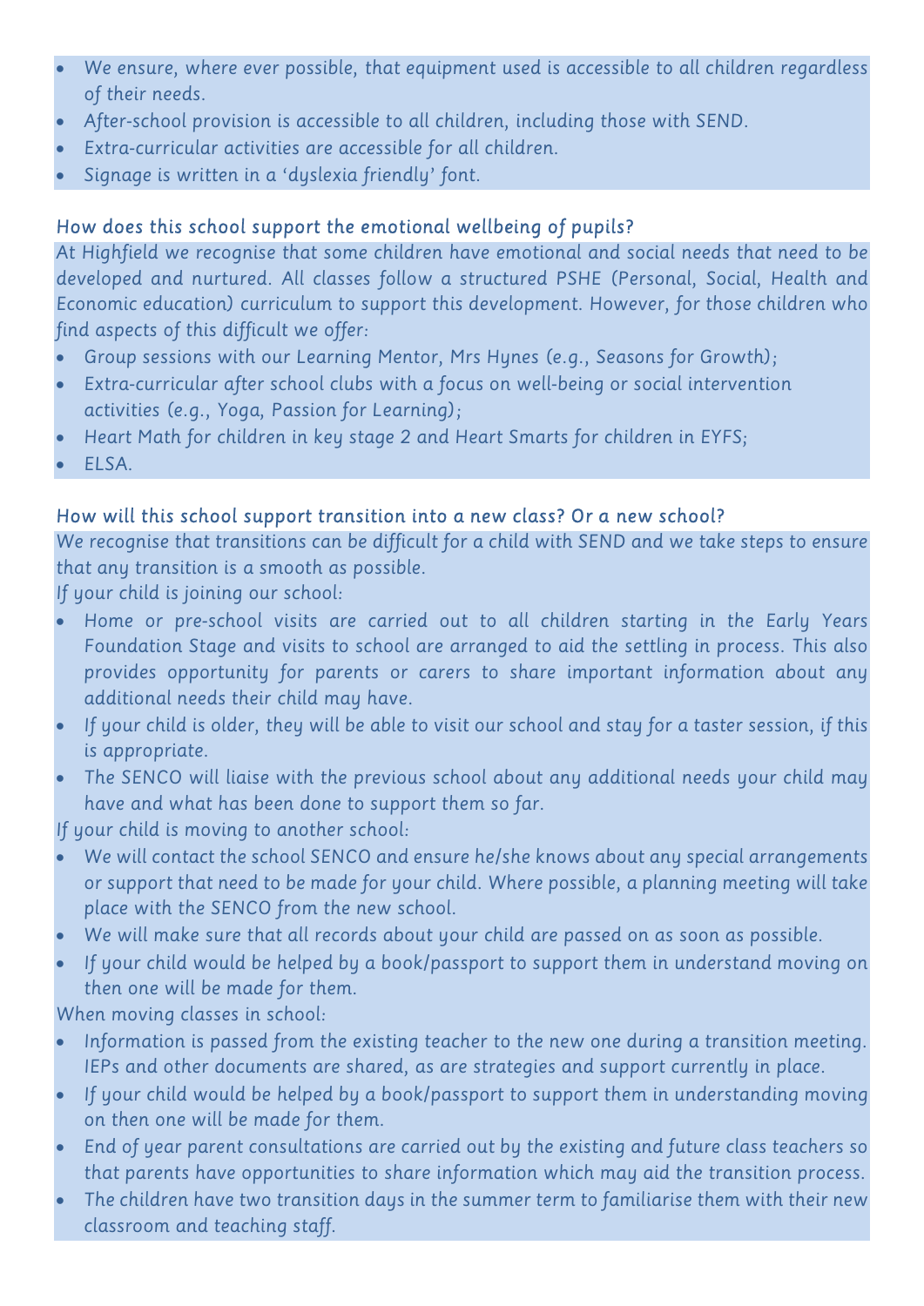- We ensure, where ever possible, that equipment used is accessible to all children regardless of their needs.
- After-school provision is accessible to all children, including those with SEND.
- Extra-curricular activities are accessible for all children.
- Signage is written in a 'dyslexia friendly' font.

### How does this school support the emotional wellbeing of pupils?

At Highfield we recognise that some children have emotional and social needs that need to be developed and nurtured. All classes follow a structured PSHE (Personal, Social, Health and Economic education) curriculum to support this development. However, for those children who find aspects of this difficult we offer:

- Group sessions with our Learning Mentor, Mrs Hynes (e.g., Seasons for Growth);
- Extra-curricular after school clubs with a focus on well-being or social intervention activities (e.g., Yoga, Passion for Learning);
- Heart Math for children in key stage 2 and Heart Smarts for children in EYFS;
- ELSA.

### How will this school support transition into a new class? Or a new school?

We recognise that transitions can be difficult for a child with SEND and we take steps to ensure that any transition is a smooth as possible.

If your child is joining our school:

- Home or pre-school visits are carried out to all children starting in the Early Years Foundation Stage and visits to school are arranged to aid the settling in process. This also provides opportunity for parents or carers to share important information about any additional needs their child may have.
- If your child is older, they will be able to visit our school and stay for a taster session, if this is appropriate.
- The SENCO will liaise with the previous school about any additional needs your child may have and what has been done to support them so far.

If your child is moving to another school:

- We will contact the school SENCO and ensure he/she knows about any special arrangements or support that need to be made for your child. Where possible, a planning meeting will take place with the SENCO from the new school.
- We will make sure that all records about your child are passed on as soon as possible.
- If your child would be helped by a book/passport to support them in understand moving on then one will be made for them.

When moving classes in school:

- Information is passed from the existing teacher to the new one during a transition meeting. IEPs and other documents are shared, as are strategies and support currently in place.
- If your child would be helped by a book/passport to support them in understanding moving on then one will be made for them.
- End of year parent consultations are carried out by the existing and future class teachers so that parents have opportunities to share information which may aid the transition process.
- The children have two transition days in the summer term to familiarise them with their new classroom and teaching staff.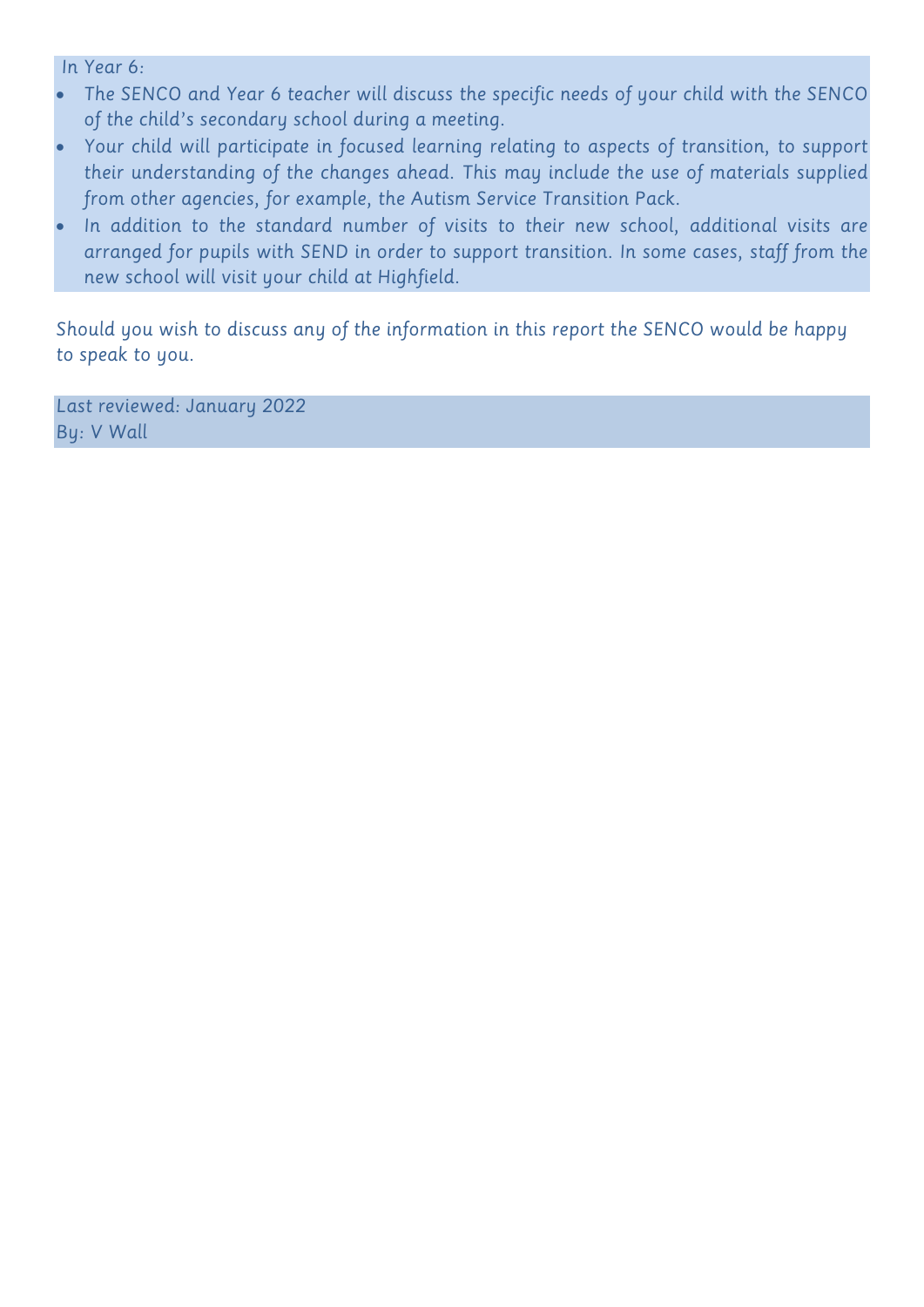In Year 6:

- The SENCO and Year 6 teacher will discuss the specific needs of your child with the SENCO of the child's secondary school during a meeting.
- Your child will participate in focused learning relating to aspects of transition, to support their understanding of the changes ahead. This may include the use of materials supplied from other agencies, for example, the Autism Service Transition Pack.
- In addition to the standard number of visits to their new school, additional visits are arranged for pupils with SEND in order to support transition. In some cases, staff from the new school will visit your child at Highfield.

Should you wish to discuss any of the information in this report the SENCO would be happy to speak to you.

Last reviewed: January 2022
By: V Wall